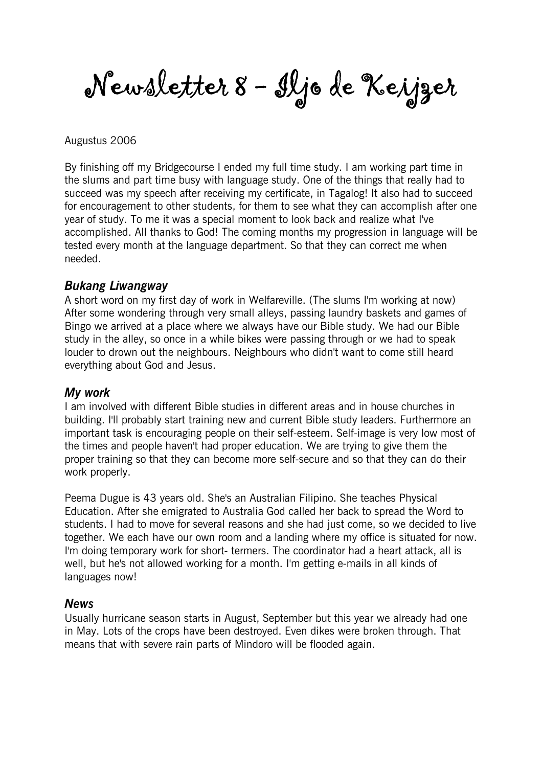# Newsletter 8 – Iljo de Keijzer

Augustus 2006

By finishing off my Bridgecourse I ended my full time study. I am working part time in the slums and part time busy with language study. One of the things that really had to succeed was my speech after receiving my certificate, in Tagalog! It also had to succeed for encouragement to other students, for them to see what they can accomplish after one year of study. To me it was a special moment to look back and realize what I've accomplished. All thanks to God! The coming months my progression in language will be tested every month at the language department. So that they can correct me when needed.

### *Bukang Liwangway*

A short word on my first day of work in Welfareville. (The slums I'm working at now) After some wondering through very small alleys, passing laundry baskets and games of Bingo we arrived at a place where we always have our Bible study. We had our Bible study in the alley, so once in a while bikes were passing through or we had to speak louder to drown out the neighbours. Neighbours who didn't want to come still heard everything about God and Jesus.

### *My work*

I am involved with different Bible studies in different areas and in house churches in building. I'll probably start training new and current Bible study leaders. Furthermore an important task is encouraging people on their self-esteem. Self-image is very low most of the times and people haven't had proper education. We are trying to give them the proper training so that they can become more self-secure and so that they can do their work properly.

Peema Dugue is 43 years old. She's an Australian Filipino. She teaches Physical Education. After she emigrated to Australia God called her back to spread the Word to students. I had to move for several reasons and she had just come, so we decided to live together. We each have our own room and a landing where my office is situated for now. I'm doing temporary work for short- termers. The coordinator had a heart attack, all is well, but he's not allowed working for a month. I'm getting e-mails in all kinds of languages now!

### *News*

Usually hurricane season starts in August, September but this year we already had one in May. Lots of the crops have been destroyed. Even dikes were broken through. That means that with severe rain parts of Mindoro will be flooded again.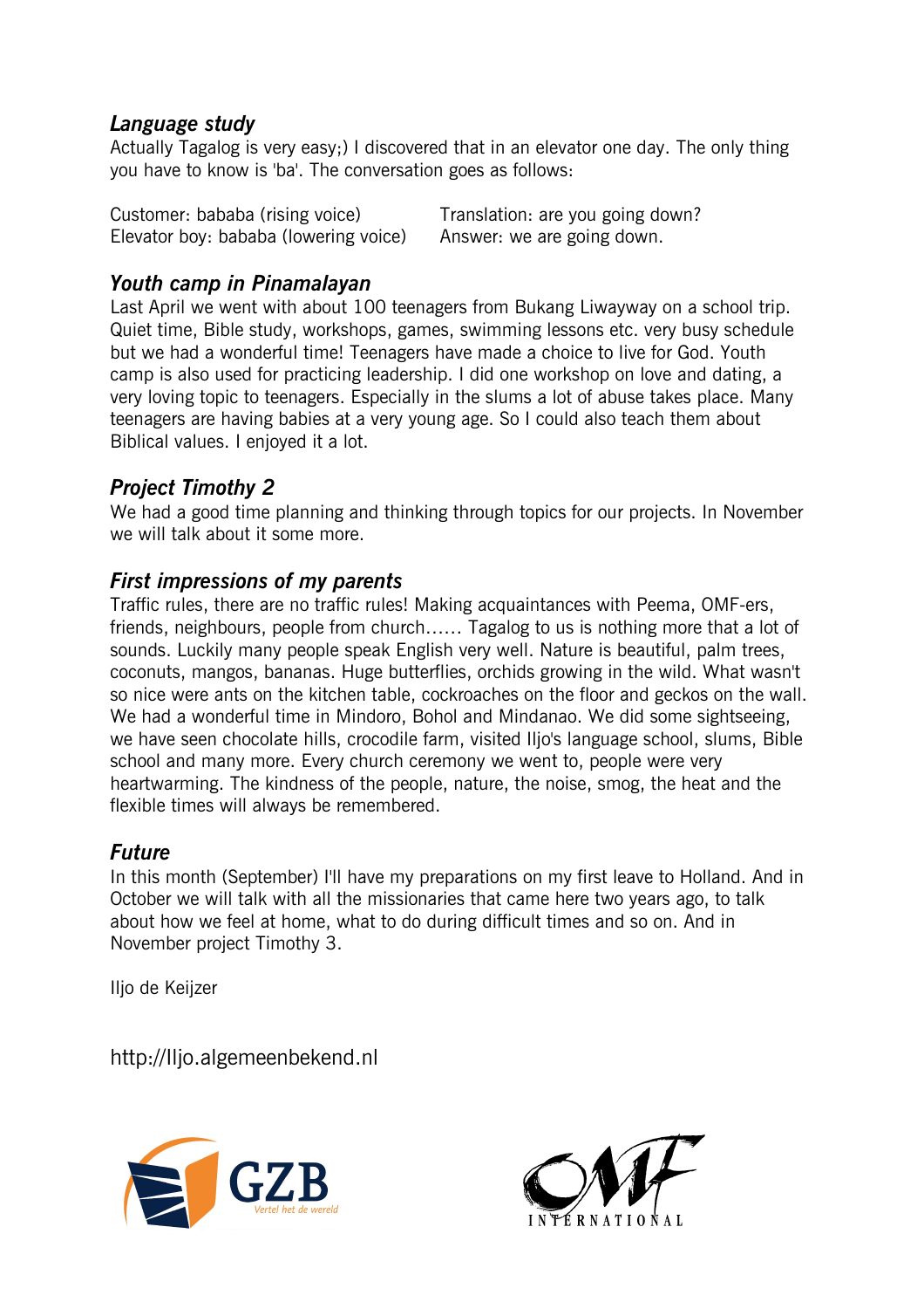### *Language study*

Actually Tagalog is very easy;) I discovered that in an elevator one day. The only thing you have to know is 'ba'. The conversation goes as follows:

| | |
|---|---|
| Customer: bababa (rising voice) | Translation: are you going down? |
| Elevator boy: bababa (lowering voice) | Answer: we are going down. |

### *Youth camp in Pinamalayan*

Last April we went with about 100 teenagers from Bukang Liwayway on a school trip. Quiet time, Bible study, workshops, games, swimming lessons etc. very busy schedule but we had a wonderful time! Teenagers have made a choice to live for God. Youth camp is also used for practicing leadership. I did one workshop on love and dating, a very loving topic to teenagers. Especially in the slums a lot of abuse takes place. Many teenagers are having babies at a very young age. So I could also teach them about Biblical values. I enjoyed it a lot.

### *Project Timothy 2*

We had a good time planning and thinking through topics for our projects. In November we will talk about it some more.

### *First impressions of my parents*

Traffic rules, there are no traffic rules! Making acquaintances with Peema, OMF-ers, friends, neighbours, people from church…… Tagalog to us is nothing more that a lot of sounds. Luckily many people speak English very well. Nature is beautiful, palm trees, coconuts, mangos, bananas. Huge butterflies, orchids growing in the wild. What wasn't so nice were ants on the kitchen table, cockroaches on the floor and geckos on the wall. We had a wonderful time in Mindoro, Bohol and Mindanao. We did some sightseeing, we have seen chocolate hills, crocodile farm, visited Iljo's language school, slums, Bible school and many more. Every church ceremony we went to, people were very heartwarming. The kindness of the people, nature, the noise, smog, the heat and the flexible times will always be remembered.

### *Future*

In this month (September) I'll have my preparations on my first leave to Holland. And in October we will talk with all the missionaries that came here two years ago, to talk about how we feel at home, what to do during difficult times and so on. And in November project Timothy 3.

Iljo de Keijzer

http://Iljo.algemeenbekend.nl

GZB Vertel het de wereld

OMF INTERNATIONAL